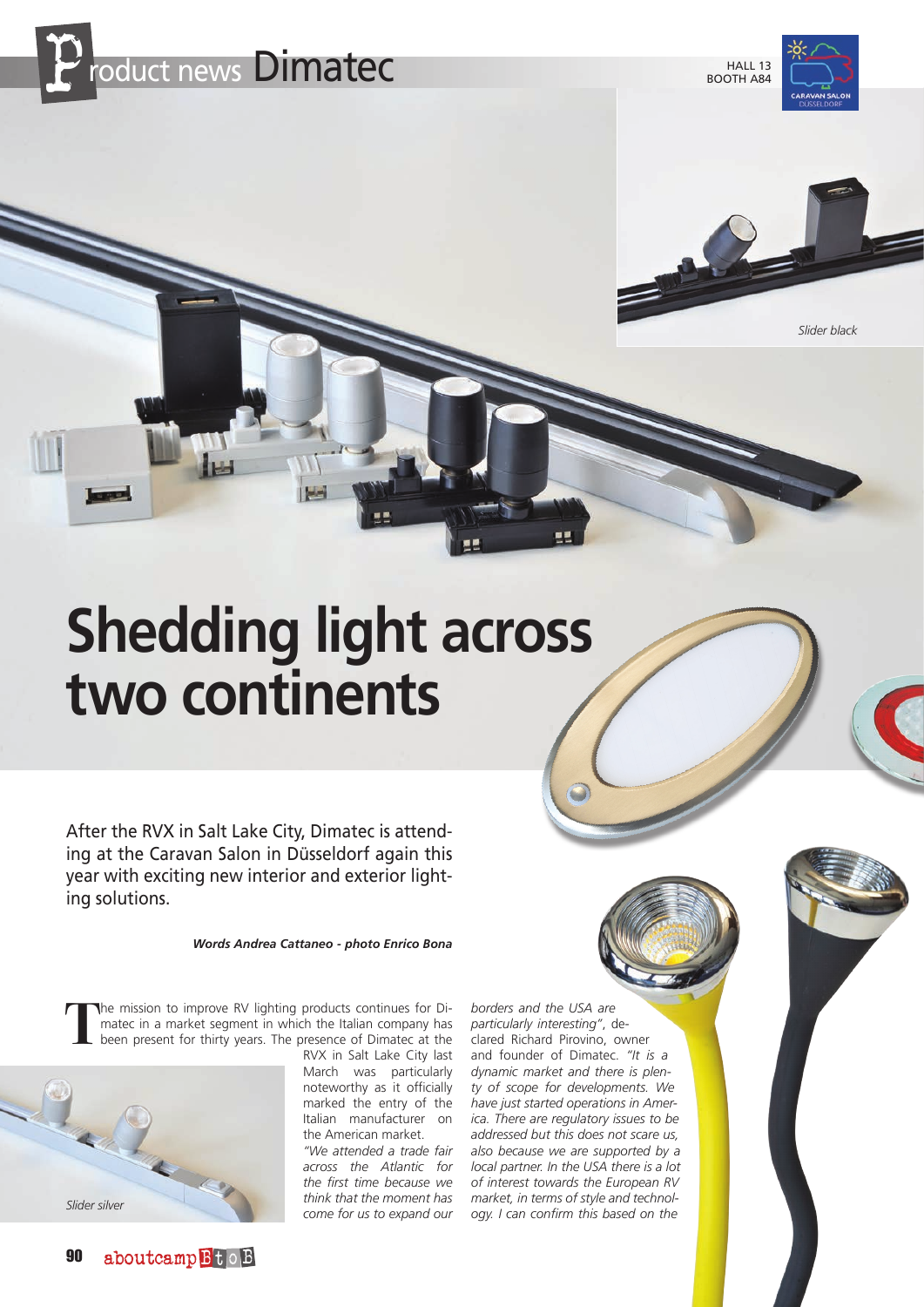# Product news Dimatec

HALL 13
BOOTH A84

Slider black

# Shedding light across two continents

After the RVX in Salt Lake City, Dimatec is attending at the Caravan Salon in Düsseldorf again this year with exciting new interior and exterior lighting solutions.

***Words Andrea Cattaneo - photo Enrico Bona***

The mission to improve RV lighting products continues for Dimatec in a market segment in which the Italian company has been present for thirty years. The presence of Dimatec at the RVX in Salt Lake City last March was particularly noteworthy as it officially marked the entry of the Italian manufacturer on the American market.

*"We attended a trade fair across the Atlantic for the first time because we think that the moment has come for us to expand our borders and the USA are particularly interesting"*, declared Richard Pirovino, owner and founder of Dimatec. *"It is a dynamic market and there is plenty of scope for developments. We have just started operations in America. There are regulatory issues to be addressed but this does not scare us, also because we are supported by a local partner. In the USA there is a lot of interest towards the European RV market, in terms of style and technology. I can confirm this based on the*

Slider silver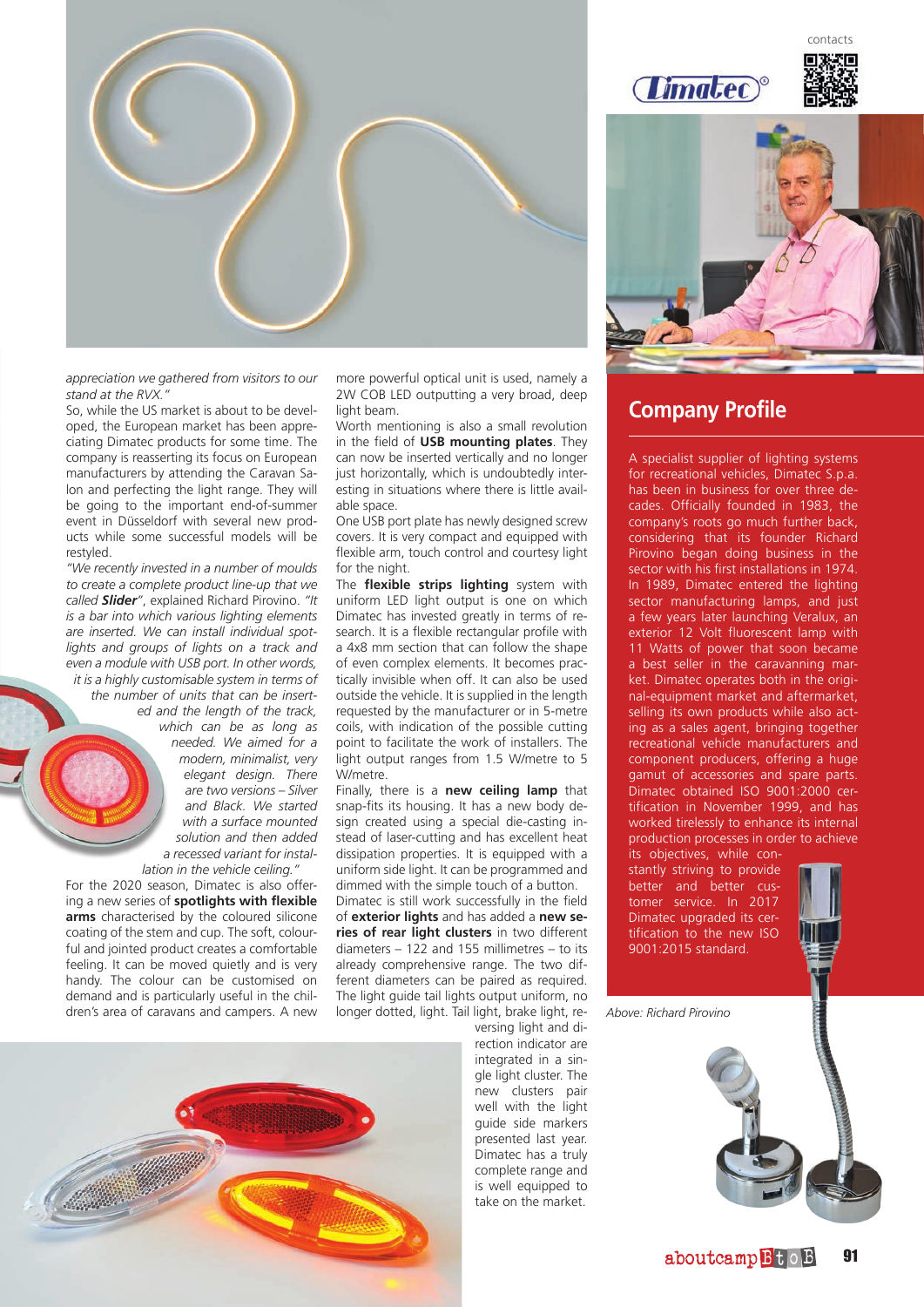*appreciation we gathered from visitors to our stand at the RVX."*

So, while the US market is about to be developed, the European market has been appreciating Dimatec products for some time. The company is reasserting its focus on European manufacturers by attending the Caravan Salon and perfecting the light range. They will be going to the important end-of-summer event in Düsseldorf with several new products while some successful models will be restyled.

*"We recently invested in a number of moulds to create a complete product line-up that we called* ***Slider****",* explained Richard Pirovino. *"It is a bar into which various lighting elements are inserted. We can install individual spotlights and groups of lights on a track and even a module with USB port. In other words, it is a highly customisable system in terms of the number of units that can be inserted and the length of the track, which can be as long as needed. We aimed for a modern, minimalist, very elegant design. There are two versions – Silver and Black. We started with a surface mounted solution and then added a recessed variant for installation in the vehicle ceiling."*

For the 2020 season, Dimatec is also offering a new series of **spotlights with flexible arms** characterised by the coloured silicone coating of the stem and cup. The soft, colourful and jointed product creates a comfortable feeling. It can be moved quietly and is very handy. The colour can be customised on demand and is particularly useful in the children's area of caravans and campers. A new more powerful optical unit is used, namely a 2W COB LED outputting a very broad, deep light beam.

Worth mentioning is also a small revolution in the field of **USB mounting plates**. They can now be inserted vertically and no longer just horizontally, which is undoubtedly interesting in situations where there is little available space.

One USB port plate has newly designed screw covers. It is very compact and equipped with flexible arm, touch control and courtesy light for the night.

The **flexible strips lighting** system with uniform LED light output is one on which Dimatec has invested greatly in terms of research. It is a flexible rectangular profile with a 4x8 mm section that can follow the shape of even complex elements. It becomes practically invisible when off. It can also be used outside the vehicle. It is supplied in the length requested by the manufacturer or in 5-metre coils, with indication of the possible cutting point to facilitate the work of installers. The light output ranges from 1.5 W/metre to 5 W/metre.

Finally, there is a **new ceiling lamp** that snap-fits its housing. It has a new body design created using a special die-casting instead of laser-cutting and has excellent heat dissipation properties. It is equipped with a uniform side light. It can be programmed and dimmed with the simple touch of a button.

Dimatec is still work successfully in the field of **exterior lights** and has added a **new series of rear light clusters** in two different diameters – 122 and 155 millimetres – to its already comprehensive range. The two different diameters can be paired as required. The light guide tail lights output uniform, no longer dotted, light. Tail light, brake light, reversing light and direction indicator are integrated in a single light cluster. The new clusters pair well with the light guide side markers presented last year. Dimatec has a truly complete range and is well equipped to take on the market.

## Company Profile

A specialist supplier of lighting systems for recreational vehicles, Dimatec S.p.a. has been in business for over three decades. Officially founded in 1983, the company's roots go much further back, considering that its founder Richard Pirovino began doing business in the sector with his first installations in 1974. In 1989, Dimatec entered the lighting sector manufacturing lamps, and just a few years later launching Veralux, an exterior 12 Volt fluorescent lamp with 11 Watts of power that soon became a best seller in the caravanning market. Dimatec operates both in the original-equipment market and aftermarket, selling its own products while also acting as a sales agent, bringing together recreational vehicle manufacturers and component producers, offering a huge gamut of accessories and spare parts. Dimatec obtained ISO 9001:2000 certification in November 1999, and has worked tirelessly to enhance its internal production processes in order to achieve its objectives, while constantly striving to provide better and better customer service. In 2017 Dimatec upgraded its certification to the new ISO 9001:2015 standard.

*Above: Richard Pirovino*